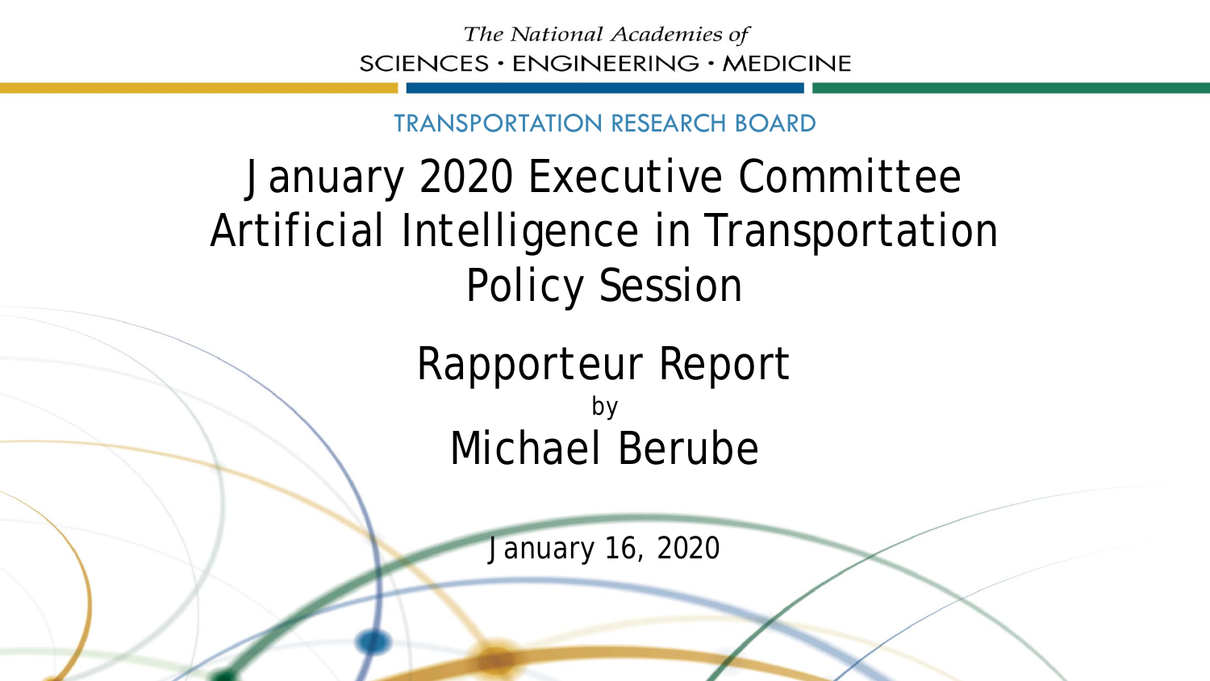The National Academies of
SCIENCES · ENGINEERING · MEDICINE

TRANSPORTATION RESEARCH BOARD

# January 2020 Executive Committee Artificial Intelligence in Transportation Policy Session

## Rapporteur Report

by

## Michael Berube

January 16, 2020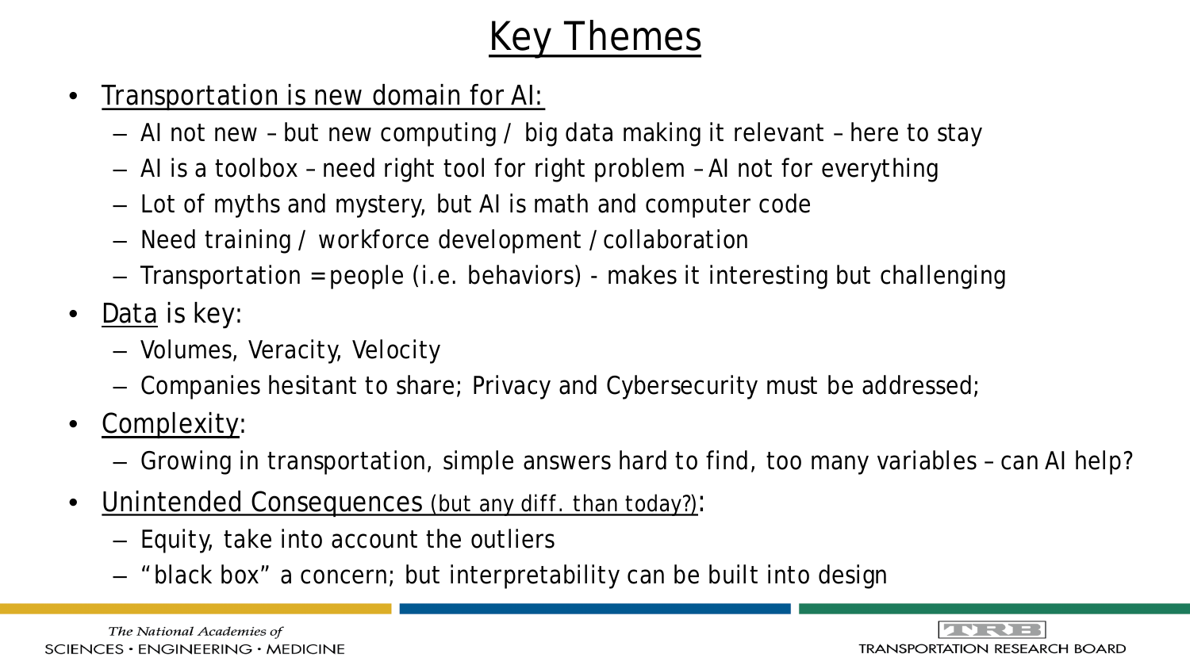# Key Themes

- Transportation is new domain for AI:
  - AI not new – but new computing / big data making it relevant – here to stay
  - AI is a toolbox – need right tool for right problem – AI not for everything
  - Lot of myths and mystery, but AI is math and computer code
  - Need training / workforce development / collaboration
  - Transportation = people (i.e. behaviors) - makes it interesting but challenging
- Data is key:
  - Volumes, Veracity, Velocity
  - Companies hesitant to share; Privacy and Cybersecurity must be addressed;
- Complexity:
  - Growing in transportation, simple answers hard to find, too many variables – can AI help?
- Unintended Consequences (but any diff. than today?):
  - Equity, take into account the outliers
  - "black box" a concern; but interpretability can be built into design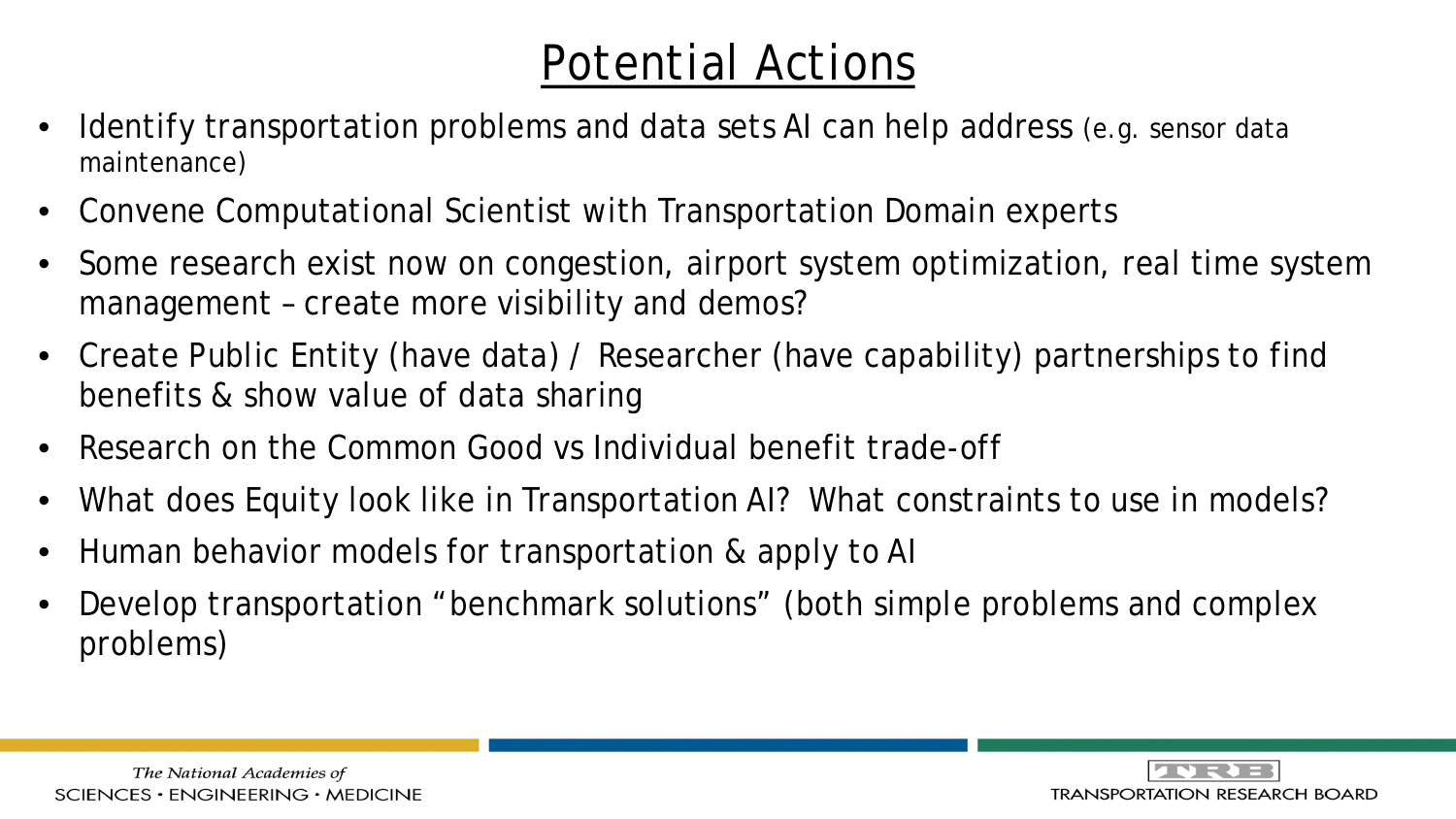# Potential Actions

- Identify transportation problems and data sets AI can help address (e.g. sensor data maintenance)
- Convene Computational Scientist with Transportation Domain experts
- Some research exist now on congestion, airport system optimization, real time system management – create more visibility and demos?
- Create Public Entity (have data) / Researcher (have capability) partnerships to find benefits & show value of data sharing
- Research on the Common Good vs Individual benefit trade-off
- What does Equity look like in Transportation AI? What constraints to use in models?
- Human behavior models for transportation & apply to AI
- Develop transportation "benchmark solutions" (both simple problems and complex problems)